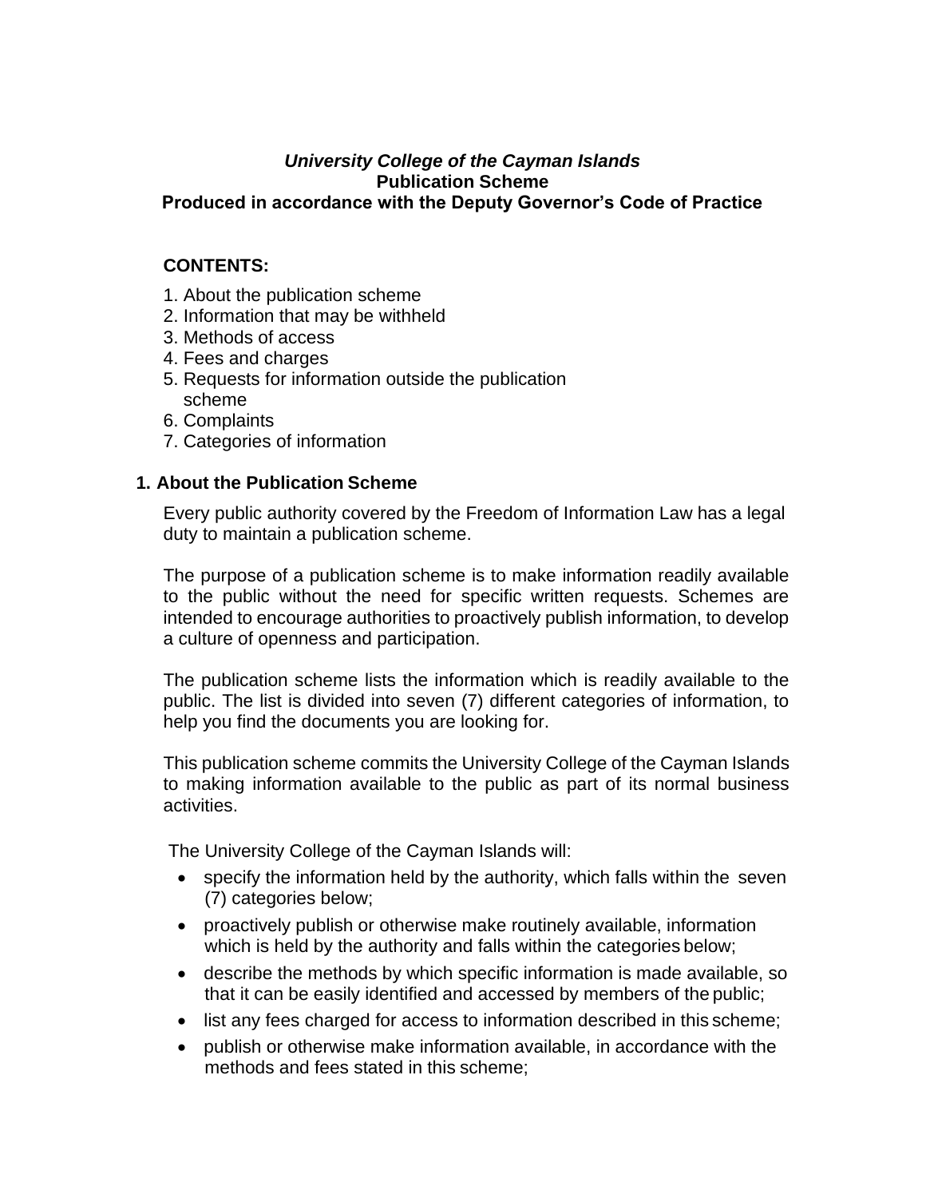***University College of the Cayman Islands***
**Publication Scheme**
**Produced in accordance with the Deputy Governor's Code of Practice**

**CONTENTS:**

1. About the publication scheme
2. Information that may be withheld
3. Methods of access
4. Fees and charges
5. Requests for information outside the publication scheme
6. Complaints
7. Categories of information

## 1. About the Publication Scheme

Every public authority covered by the Freedom of Information Law has a legal duty to maintain a publication scheme.

The purpose of a publication scheme is to make information readily available to the public without the need for specific written requests. Schemes are intended to encourage authorities to proactively publish information, to develop a culture of openness and participation.

The publication scheme lists the information which is readily available to the public. The list is divided into seven (7) different categories of information, to help you find the documents you are looking for.

This publication scheme commits the University College of the Cayman Islands to making information available to the public as part of its normal business activities.

The University College of the Cayman Islands will:

- specify the information held by the authority, which falls within the seven (7) categories below;
- proactively publish or otherwise make routinely available, information which is held by the authority and falls within the categories below;
- describe the methods by which specific information is made available, so that it can be easily identified and accessed by members of the public;
- list any fees charged for access to information described in this scheme;
- publish or otherwise make information available, in accordance with the methods and fees stated in this scheme;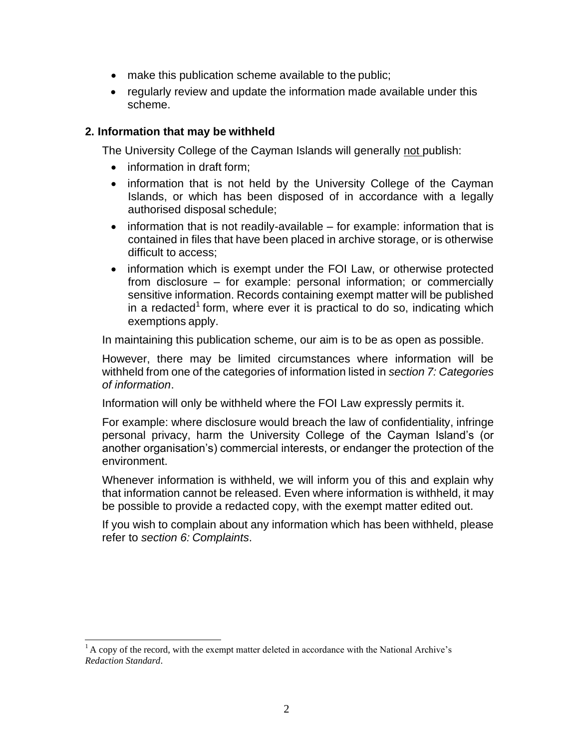- make this publication scheme available to the public;
- regularly review and update the information made available under this scheme.

## 2. Information that may be withheld

The University College of the Cayman Islands will generally not publish:

- information in draft form;
- information that is not held by the University College of the Cayman Islands, or which has been disposed of in accordance with a legally authorised disposal schedule;
- information that is not readily-available – for example: information that is contained in files that have been placed in archive storage, or is otherwise difficult to access;
- information which is exempt under the FOI Law, or otherwise protected from disclosure – for example: personal information; or commercially sensitive information. Records containing exempt matter will be published in a redacted[1] form, where ever it is practical to do so, indicating which exemptions apply.

In maintaining this publication scheme, our aim is to be as open as possible.

However, there may be limited circumstances where information will be withheld from one of the categories of information listed in *section 7: Categories of information*.

Information will only be withheld where the FOI Law expressly permits it.

For example: where disclosure would breach the law of confidentiality, infringe personal privacy, harm the University College of the Cayman Island's (or another organisation's) commercial interests, or endanger the protection of the environment.

Whenever information is withheld, we will inform you of this and explain why that information cannot be released. Even where information is withheld, it may be possible to provide a redacted copy, with the exempt matter edited out.

If you wish to complain about any information which has been withheld, please refer to *section 6: Complaints*.

---

[1] A copy of the record, with the exempt matter deleted in accordance with the National Archive's *Redaction Standard*.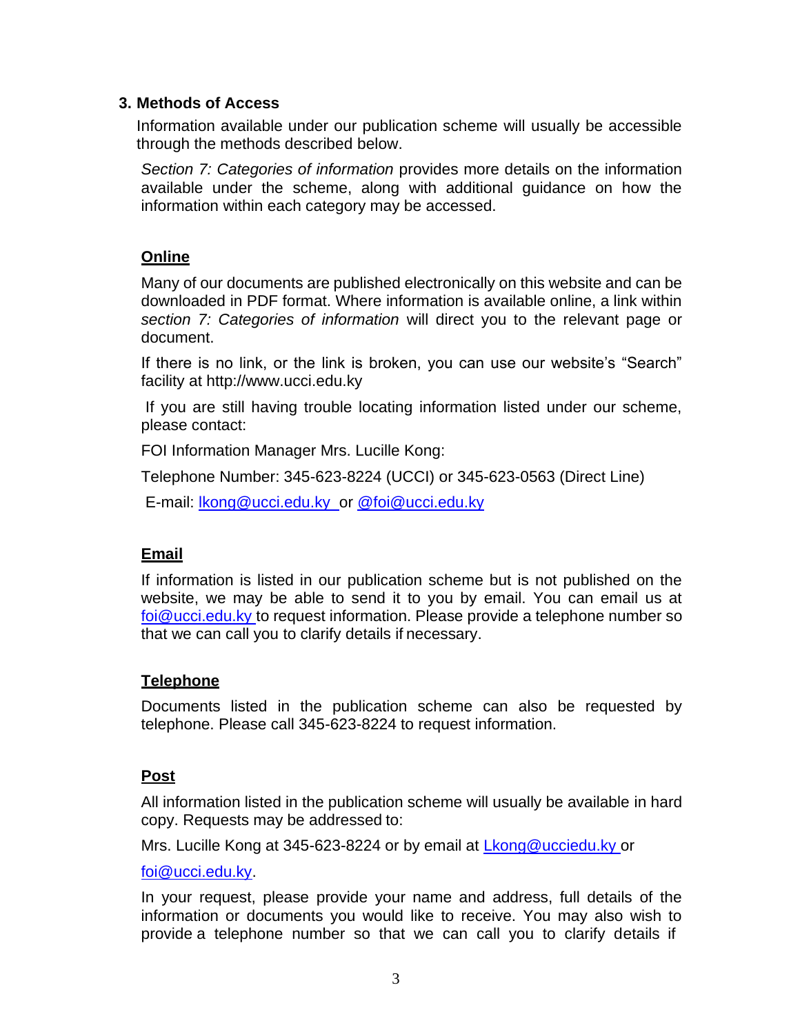## 3. Methods of Access

Information available under our publication scheme will usually be accessible through the methods described below.

*Section 7: Categories of information* provides more details on the information available under the scheme, along with additional guidance on how the information within each category may be accessed.

### Online

Many of our documents are published electronically on this website and can be downloaded in PDF format. Where information is available online, a link within *section 7: Categories of information* will direct you to the relevant page or document.

If there is no link, or the link is broken, you can use our website's "Search" facility at http://www.ucci.edu.ky

If you are still having trouble locating information listed under our scheme, please contact:

FOI Information Manager Mrs. Lucille Kong:

Telephone Number: 345-623-8224 (UCCI) or 345-623-0563 (Direct Line)

E-mail: lkong@ucci.edu.ky or @foi@ucci.edu.ky

### Email

If information is listed in our publication scheme but is not published on the website, we may be able to send it to you by email. You can email us at foi@ucci.edu.ky to request information. Please provide a telephone number so that we can call you to clarify details if necessary.

### Telephone

Documents listed in the publication scheme can also be requested by telephone. Please call 345-623-8224 to request information.

### Post

All information listed in the publication scheme will usually be available in hard copy. Requests may be addressed to:

Mrs. Lucille Kong at 345-623-8224 or by email at Lkong@ucciedu.ky or

foi@ucci.edu.ky.

In your request, please provide your name and address, full details of the information or documents you would like to receive. You may also wish to provide a telephone number so that we can call you to clarify details if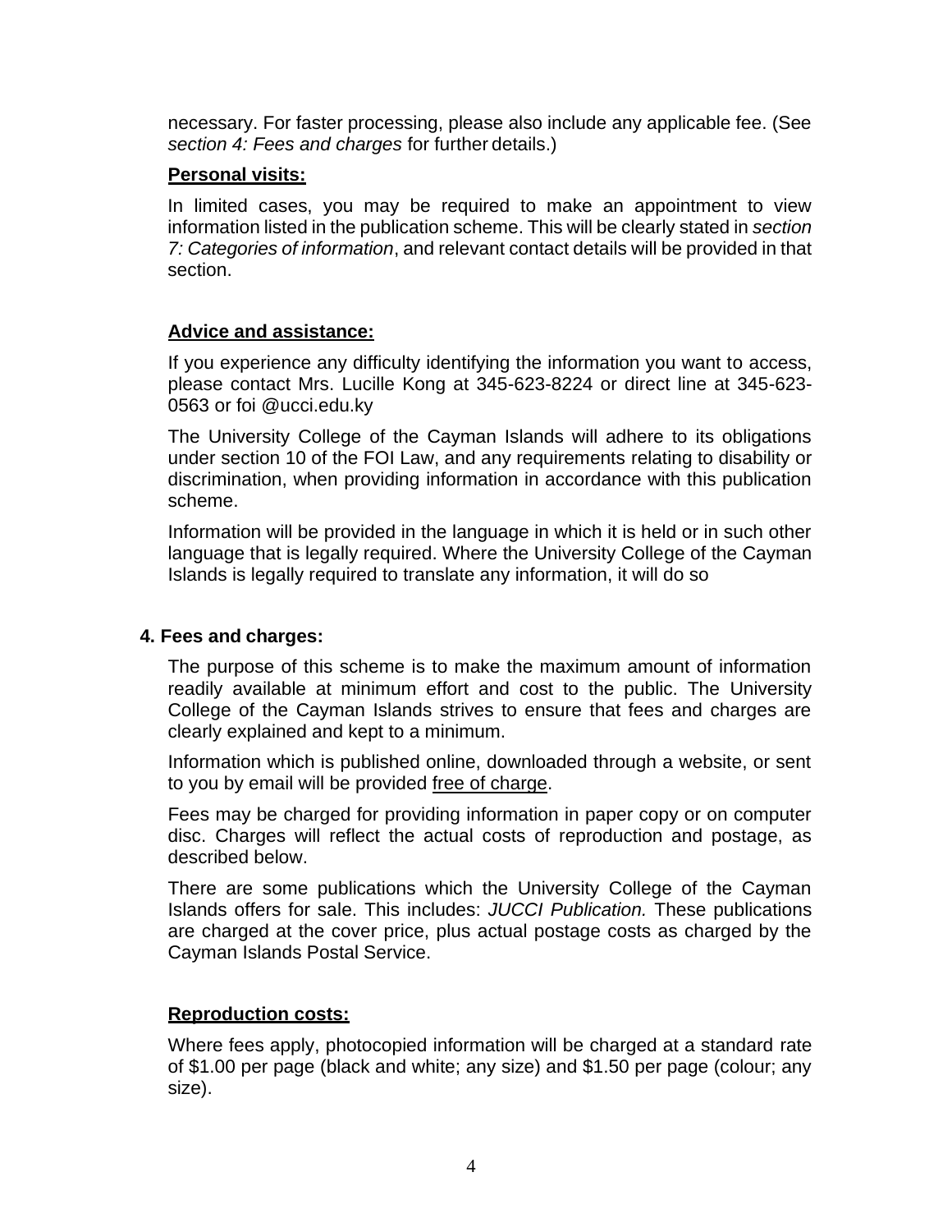necessary. For faster processing, please also include any applicable fee. (See *section 4: Fees and charges* for further details.)

**Personal visits:**

In limited cases, you may be required to make an appointment to view information listed in the publication scheme. This will be clearly stated in *section 7: Categories of information*, and relevant contact details will be provided in that section.

**Advice and assistance:**

If you experience any difficulty identifying the information you want to access, please contact Mrs. Lucille Kong at 345-623-8224 or direct line at 345-623-0563 or foi @ucci.edu.ky

The University College of the Cayman Islands will adhere to its obligations under section 10 of the FOI Law, and any requirements relating to disability or discrimination, when providing information in accordance with this publication scheme.

Information will be provided in the language in which it is held or in such other language that is legally required. Where the University College of the Cayman Islands is legally required to translate any information, it will do so

## 4. Fees and charges:

The purpose of this scheme is to make the maximum amount of information readily available at minimum effort and cost to the public. The University College of the Cayman Islands strives to ensure that fees and charges are clearly explained and kept to a minimum.

Information which is published online, downloaded through a website, or sent to you by email will be provided free of charge.

Fees may be charged for providing information in paper copy or on computer disc. Charges will reflect the actual costs of reproduction and postage, as described below.

There are some publications which the University College of the Cayman Islands offers for sale. This includes: *JUCCI Publication.* These publications are charged at the cover price, plus actual postage costs as charged by the Cayman Islands Postal Service.

**Reproduction costs:**

Where fees apply, photocopied information will be charged at a standard rate of $1.00 per page (black and white; any size) and $1.50 per page (colour; any size).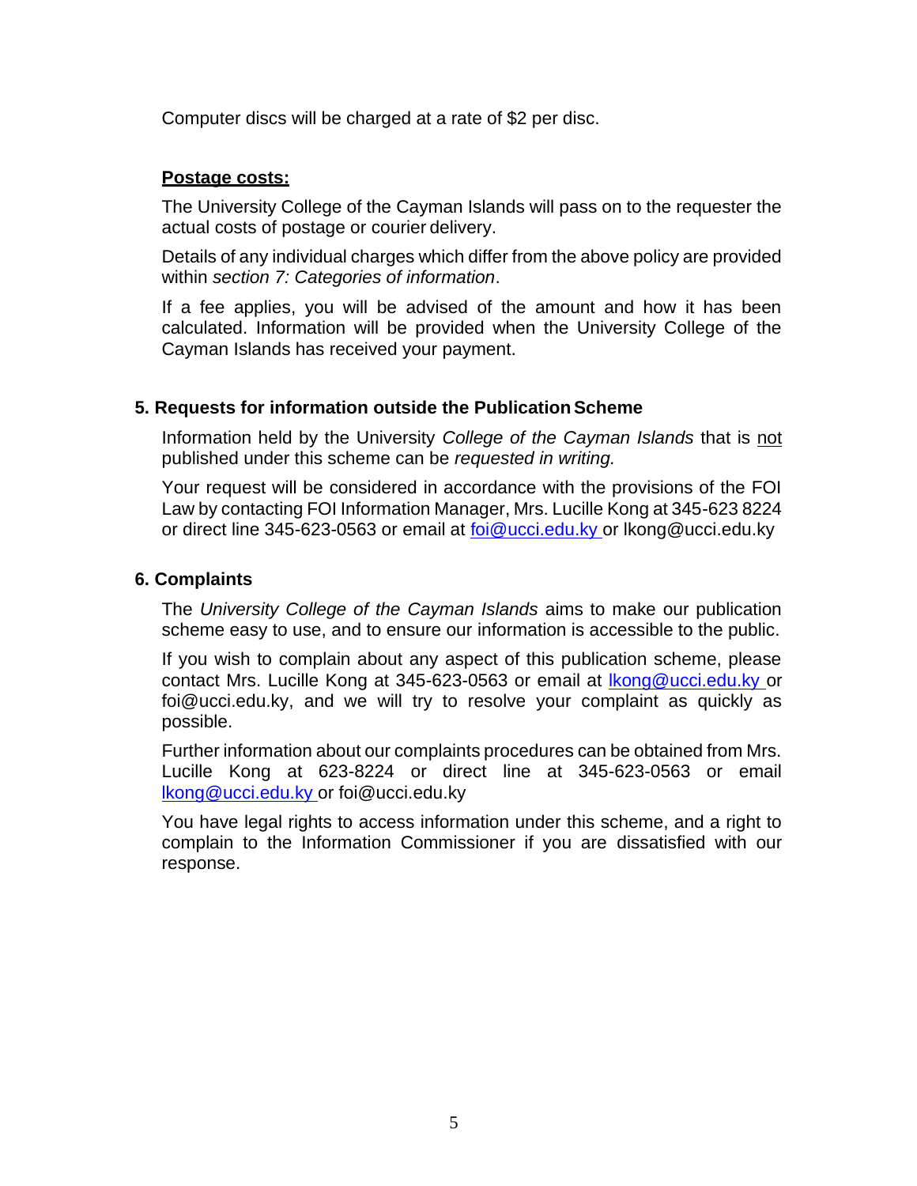Computer discs will be charged at a rate of $2 per disc.

**<u>Postage costs:</u>**

The University College of the Cayman Islands will pass on to the requester the actual costs of postage or courier delivery.

Details of any individual charges which differ from the above policy are provided within *section 7: Categories of information*.

If a fee applies, you will be advised of the amount and how it has been calculated. Information will be provided when the University College of the Cayman Islands has received your payment.

### 5. Requests for information outside the Publication Scheme

Information held by the University *College of the Cayman Islands* that is <u>not</u> published under this scheme can be *requested in writing.*

Your request will be considered in accordance with the provisions of the FOI Law by contacting FOI Information Manager, Mrs. Lucille Kong at 345-623 8224 or direct line 345-623-0563 or email at foi@ucci.edu.ky or lkong@ucci.edu.ky

### 6. Complaints

The *University College of the Cayman Islands* aims to make our publication scheme easy to use, and to ensure our information is accessible to the public.

If you wish to complain about any aspect of this publication scheme, please contact Mrs. Lucille Kong at 345-623-0563 or email at lkong@ucci.edu.ky or foi@ucci.edu.ky, and we will try to resolve your complaint as quickly as possible.

Further information about our complaints procedures can be obtained from Mrs. Lucille Kong at 623-8224 or direct line at 345-623-0563 or email lkong@ucci.edu.ky or foi@ucci.edu.ky

You have legal rights to access information under this scheme, and a right to complain to the Information Commissioner if you are dissatisfied with our response.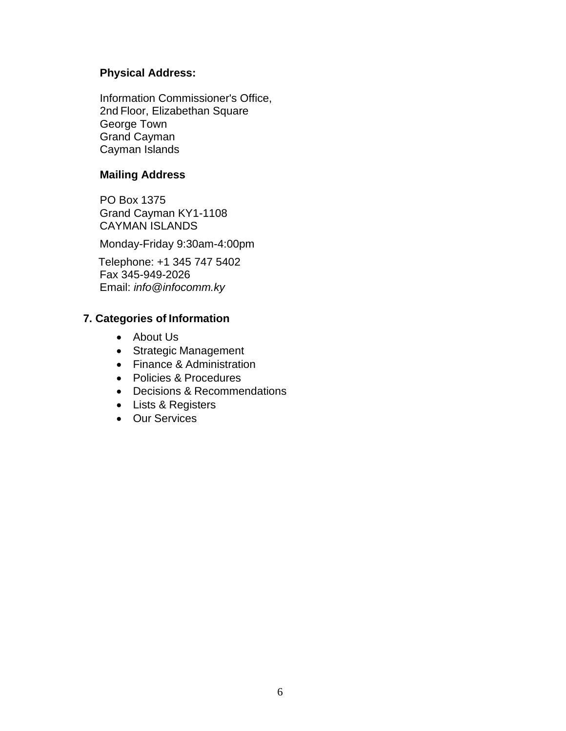**Physical Address:**

Information Commissioner's Office,
2nd Floor, Elizabethan Square
George Town
Grand Cayman
Cayman Islands

**Mailing Address**

PO Box 1375
Grand Cayman KY1-1108
CAYMAN ISLANDS

Monday-Friday 9:30am-4:00pm

Telephone: +1 345 747 5402
Fax 345-949-2026
Email: *info@infocomm.ky*

## 7. Categories of Information

- About Us
- Strategic Management
- Finance & Administration
- Policies & Procedures
- Decisions & Recommendations
- Lists & Registers
- Our Services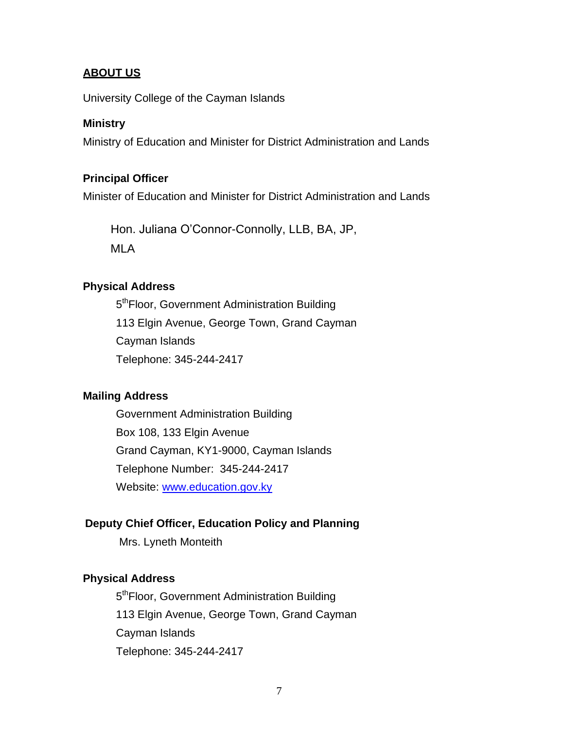## ABOUT US

University College of the Cayman Islands

**Ministry**

Ministry of Education and Minister for District Administration and Lands

**Principal Officer**

Minister of Education and Minister for District Administration and Lands

Hon. Juliana O'Connor-Connolly, LLB, BA, JP, MLA

**Physical Address**

5th Floor, Government Administration Building
113 Elgin Avenue, George Town, Grand Cayman
Cayman Islands
Telephone: 345-244-2417

**Mailing Address**

Government Administration Building
Box 108, 133 Elgin Avenue
Grand Cayman, KY1-9000, Cayman Islands
Telephone Number: 345-244-2417
Website: [www.education.gov.ky](www.education.gov.ky)

**Deputy Chief Officer, Education Policy and Planning**

Mrs. Lyneth Monteith

**Physical Address**

5th Floor, Government Administration Building
113 Elgin Avenue, George Town, Grand Cayman
Cayman Islands
Telephone: 345-244-2417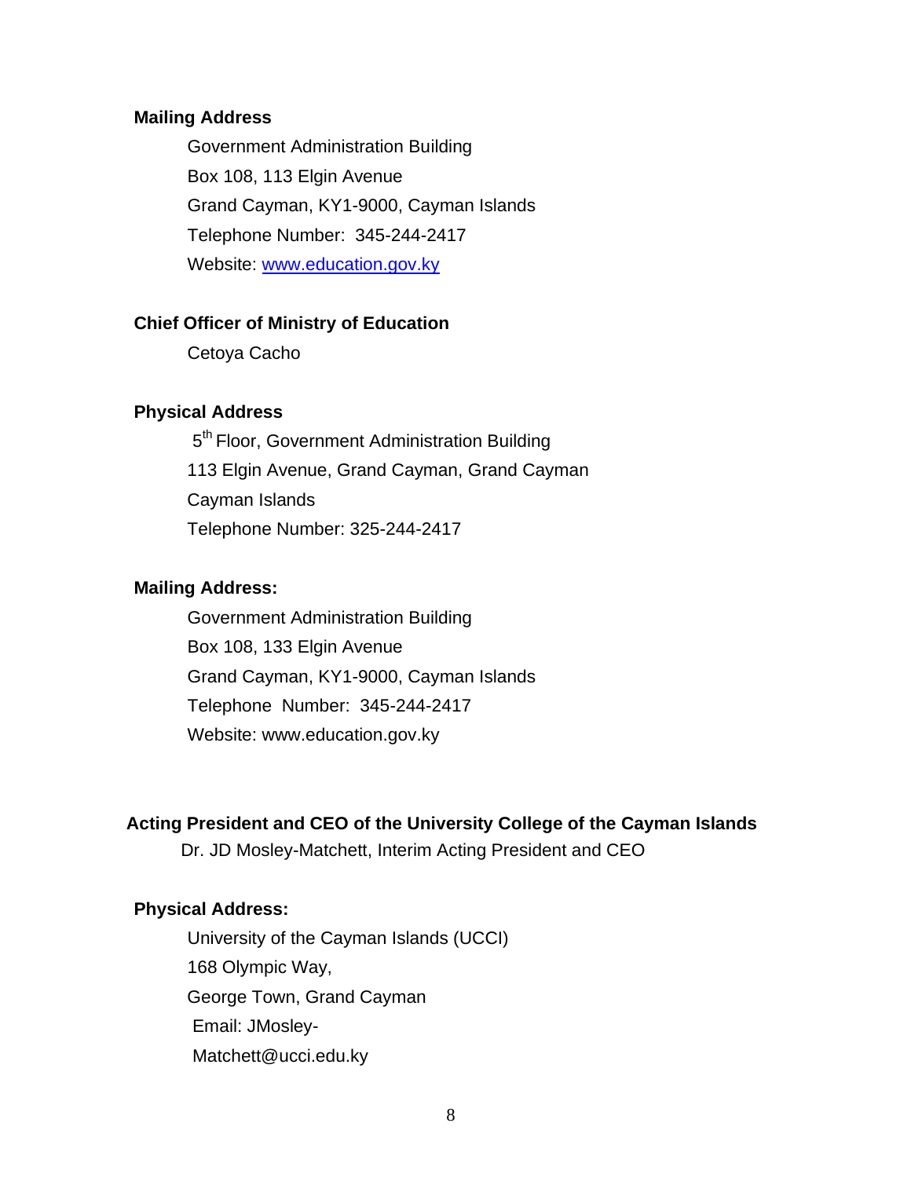**Mailing Address**

Government Administration Building
Box 108, 113 Elgin Avenue
Grand Cayman, KY1-9000, Cayman Islands
Telephone Number: 345-244-2417
Website: [www.education.gov.ky](http://www.education.gov.ky)

**Chief Officer of Ministry of Education**

Cetoya Cacho

**Physical Address**

5th Floor, Government Administration Building
113 Elgin Avenue, Grand Cayman, Grand Cayman
Cayman Islands
Telephone Number: 325-244-2417

**Mailing Address:**

Government Administration Building
Box 108, 133 Elgin Avenue
Grand Cayman, KY1-9000, Cayman Islands
Telephone Number: 345-244-2417
Website: www.education.gov.ky

**Acting President and CEO of the University College of the Cayman Islands**

Dr. JD Mosley-Matchett, Interim Acting President and CEO

**Physical Address:**

University of the Cayman Islands (UCCI)
168 Olympic Way,
George Town, Grand Cayman
Email: JMosley-Matchett@ucci.edu.ky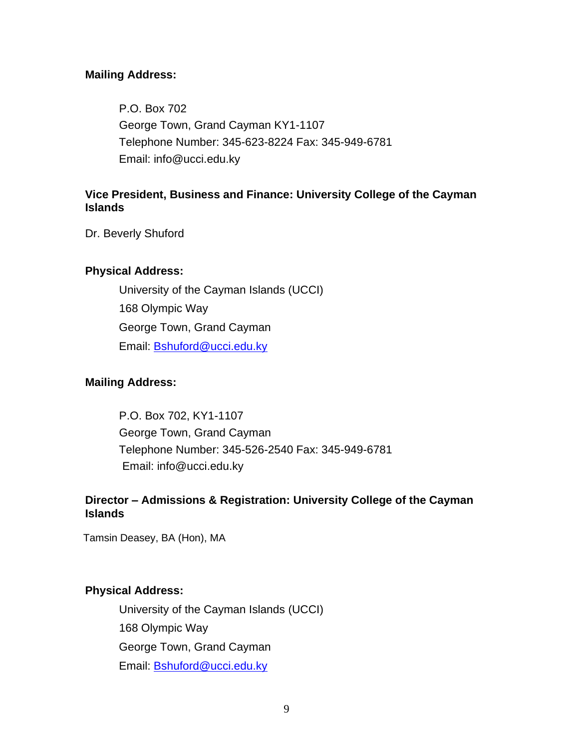**Mailing Address:**

P.O. Box 702
George Town, Grand Cayman KY1-1107
Telephone Number: 345-623-8224 Fax: 345-949-6781
Email: info@ucci.edu.ky

**Vice President, Business and Finance: University College of the Cayman Islands**

Dr. Beverly Shuford

**Physical Address:**

University of the Cayman Islands (UCCI)
168 Olympic Way
George Town, Grand Cayman
Email: Bshuford@ucci.edu.ky

**Mailing Address:**

P.O. Box 702, KY1-1107
George Town, Grand Cayman
Telephone Number: 345-526-2540 Fax: 345-949-6781
Email: info@ucci.edu.ky

**Director – Admissions & Registration: University College of the Cayman Islands**

Tamsin Deasey, BA (Hon), MA

**Physical Address:**

University of the Cayman Islands (UCCI)
168 Olympic Way
George Town, Grand Cayman
Email: Bshuford@ucci.edu.ky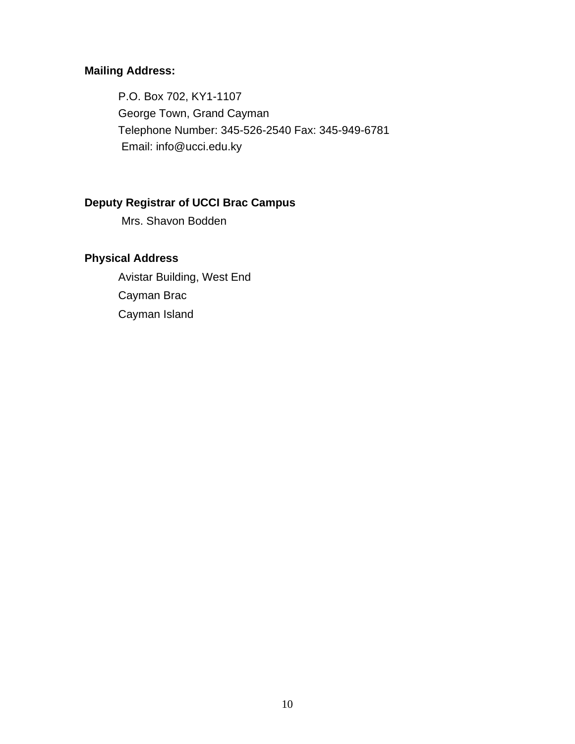**Mailing Address:**

P.O. Box 702, KY1-1107
George Town, Grand Cayman
Telephone Number: 345-526-2540 Fax: 345-949-6781
Email: info@ucci.edu.ky

**Deputy Registrar of UCCI Brac Campus**

Mrs. Shavon Bodden

**Physical Address**

Avistar Building, West End
Cayman Brac
Cayman Island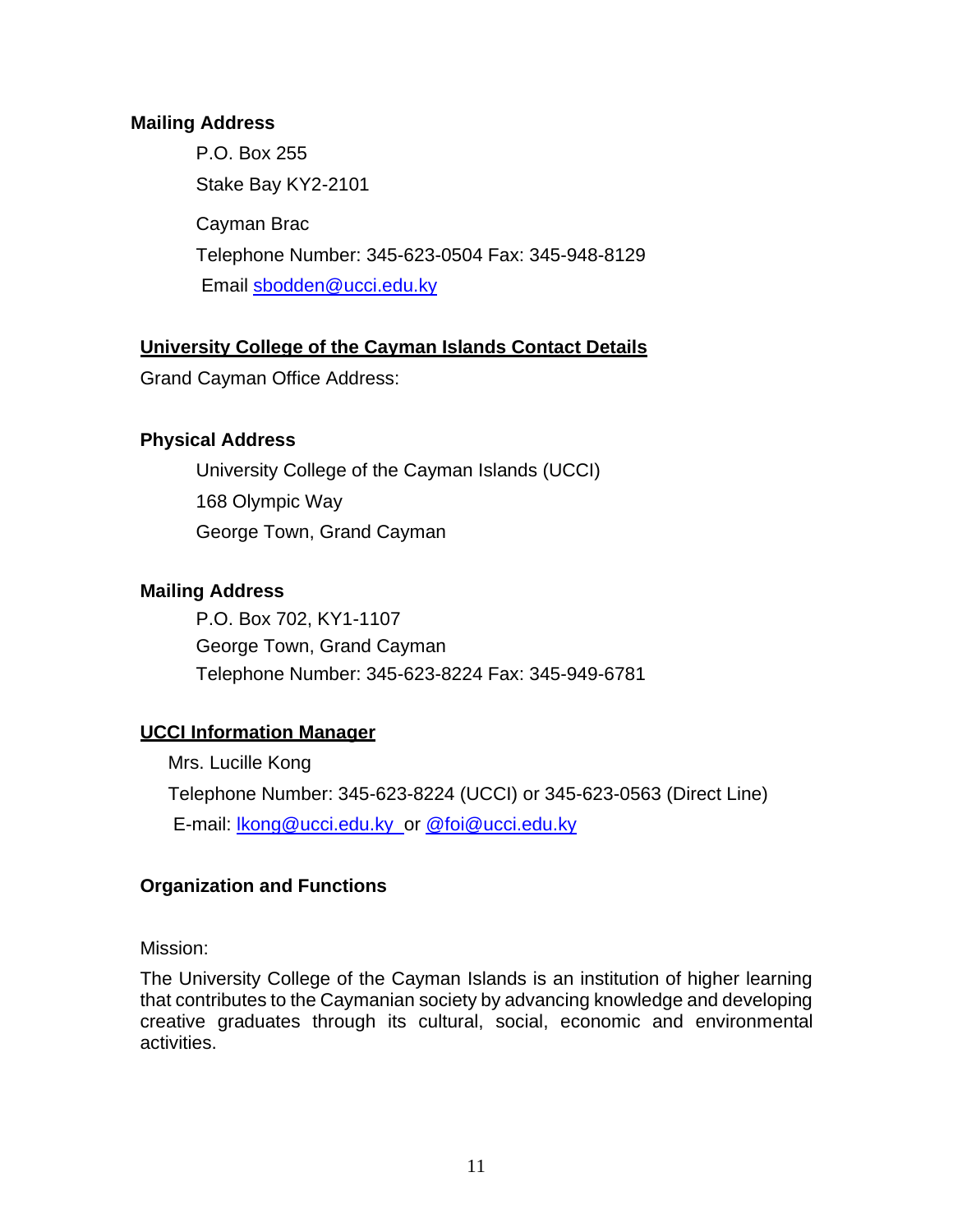**Mailing Address**

P.O. Box 255

Stake Bay KY2-2101

Cayman Brac

Telephone Number: 345-623-0504 Fax: 345-948-8129

Email sbodden@ucci.edu.ky

**University College of the Cayman Islands Contact Details**

Grand Cayman Office Address:

**Physical Address**

University College of the Cayman Islands (UCCI)

168 Olympic Way

George Town, Grand Cayman

**Mailing Address**

P.O. Box 702, KY1-1107

George Town, Grand Cayman

Telephone Number: 345-623-8224 Fax: 345-949-6781

**UCCI Information Manager**

Mrs. Lucille Kong

Telephone Number: 345-623-8224 (UCCI) or 345-623-0563 (Direct Line)

E-mail: lkong@ucci.edu.ky or @foi@ucci.edu.ky

**Organization and Functions**

Mission:

The University College of the Cayman Islands is an institution of higher learning that contributes to the Caymanian society by advancing knowledge and developing creative graduates through its cultural, social, economic and environmental activities.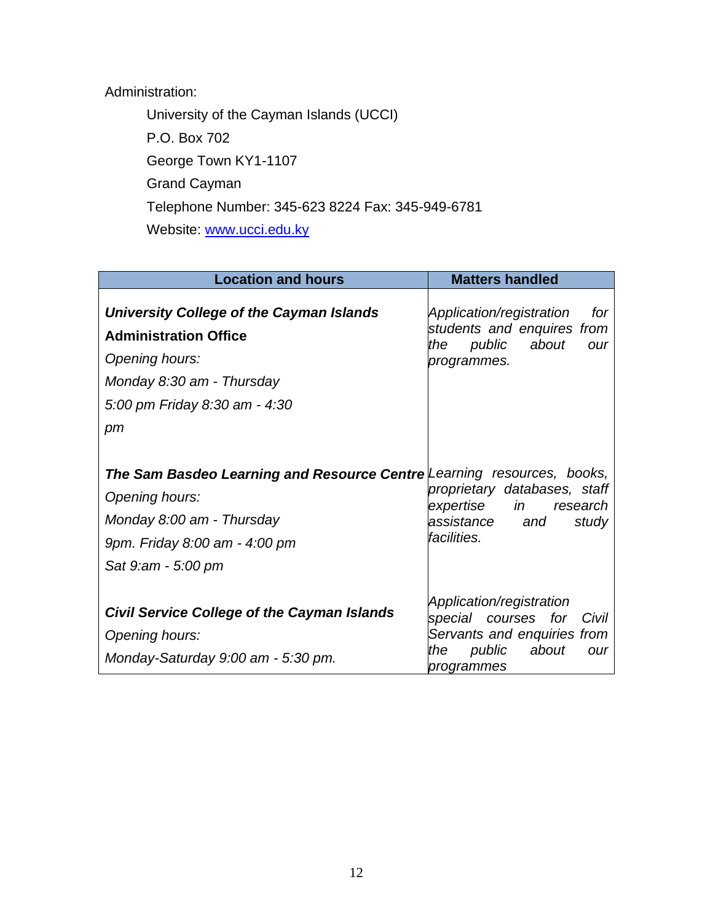Administration:

University of the Cayman Islands (UCCI)
P.O. Box 702
George Town KY1-1107
Grand Cayman
Telephone Number: 345-623 8224 Fax: 345-949-6781
Website: [www.ucci.edu.ky](http://www.ucci.edu.ky)

| Location and hours | Matters handled |
|---|---|
| ***University College of the Cayman Islands* Administration Office**<br>*Opening hours:*<br>*Monday 8:30 am - Thursday 5:00 pm Friday 8:30 am - 4:30 pm* | *Application/registration for students and enquires from the public about our programmes.* |
| ***The Sam Basdeo Learning and Resource Centre***<br>*Opening hours:*<br>*Monday 8:00 am - Thursday 9pm. Friday 8:00 am - 4:00 pm*<br>*Sat 9:am - 5:00 pm* | *Learning resources, books, proprietary databases, staff expertise in research assistance and study facilities.* |
| ***Civil Service College of the Cayman Islands***<br>*Opening hours:*<br>*Monday-Saturday 9:00 am - 5:30 pm.* | *Application/registration special courses for Civil Servants and enquiries from the public about our programmes* |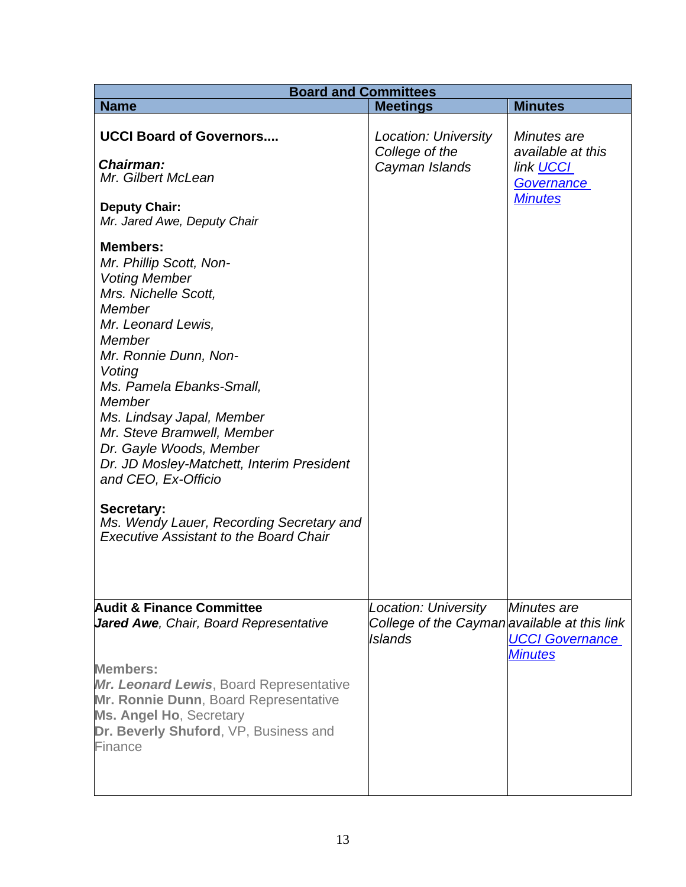| Board and Committees | | |
|---|---|---|
| **Name** | **Meetings** | **Minutes** |
| **UCCI Board of Governors....**<br><br>***Chairman:***<br>*Mr. Gilbert McLean*<br><br>**Deputy Chair:**<br>*Mr. Jared Awe, Deputy Chair*<br><br>**Members:**<br>*Mr. Phillip Scott, Non-Voting Member*<br>*Mrs. Nichelle Scott, Member*<br>*Mr. Leonard Lewis, Member*<br>*Mr. Ronnie Dunn, Non-Voting*<br>*Ms. Pamela Ebanks-Small, Member*<br>*Ms. Lindsay Japal, Member*<br>*Mr. Steve Bramwell, Member*<br>*Dr. Gayle Woods, Member*<br>*Dr. JD Mosley-Matchett, Interim President and CEO, Ex-Officio*<br><br>**Secretary:**<br>*Ms. Wendy Lauer, Recording Secretary and Executive Assistant to the Board Chair* | *Location: University College of the Cayman Islands* | *Minutes are available at this link [UCCI Governance Minutes]* |
| **Audit & Finance Committee**<br>***Jared Awe****, Chair, Board Representative*<br><br>**Members:**<br>***Mr. Leonard Lewis***, Board Representative<br>**Mr. Ronnie Dunn**, Board Representative<br>**Ms. Angel Ho**, Secretary<br>**Dr. Beverly Shuford**, VP, Business and Finance | *Location: University College of the Cayman Islands* | *Minutes are available at this link [UCCI Governance Minutes]* |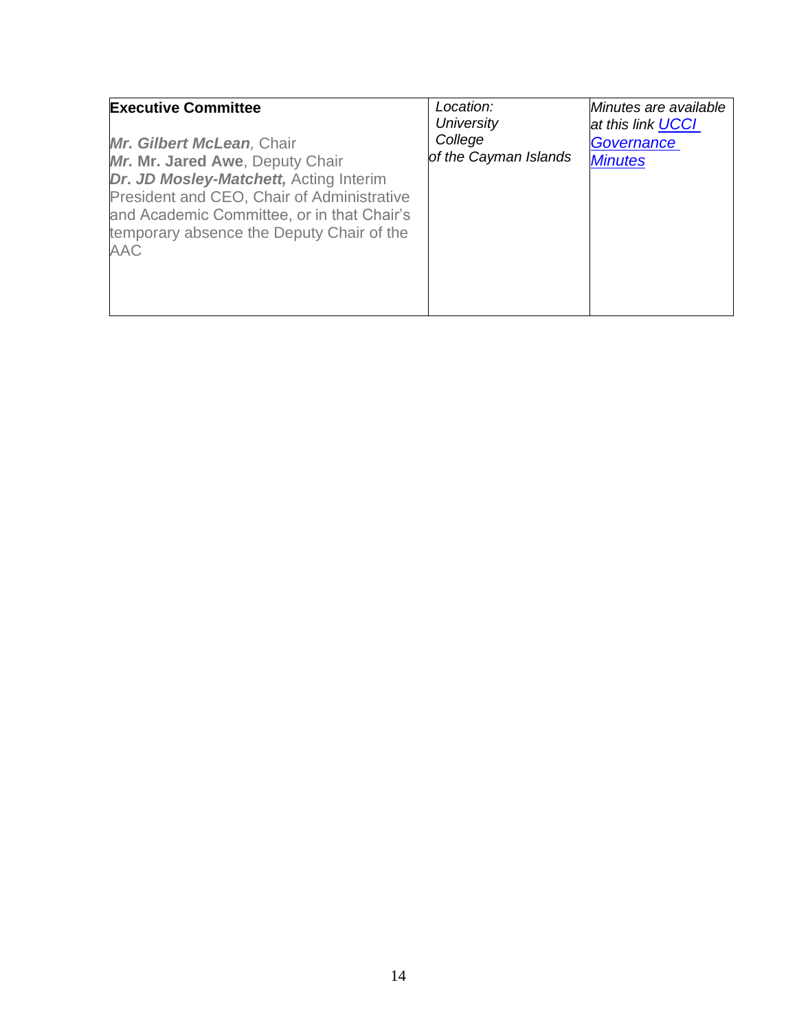| **Executive Committee**<br><br>***Mr. Gilbert McLean****,* Chair<br>***Mr.* Mr. Jared Awe**, Deputy Chair<br>***Dr. JD Mosley-Matchett,*** Acting Interim President and CEO, Chair of Administrative and Academic Committee, or in that Chair's temporary absence the Deputy Chair of the AAC | *Location: University College of the Cayman Islands* | *Minutes are available at this link [UCCI Governance Minutes]* |
|---|---|---|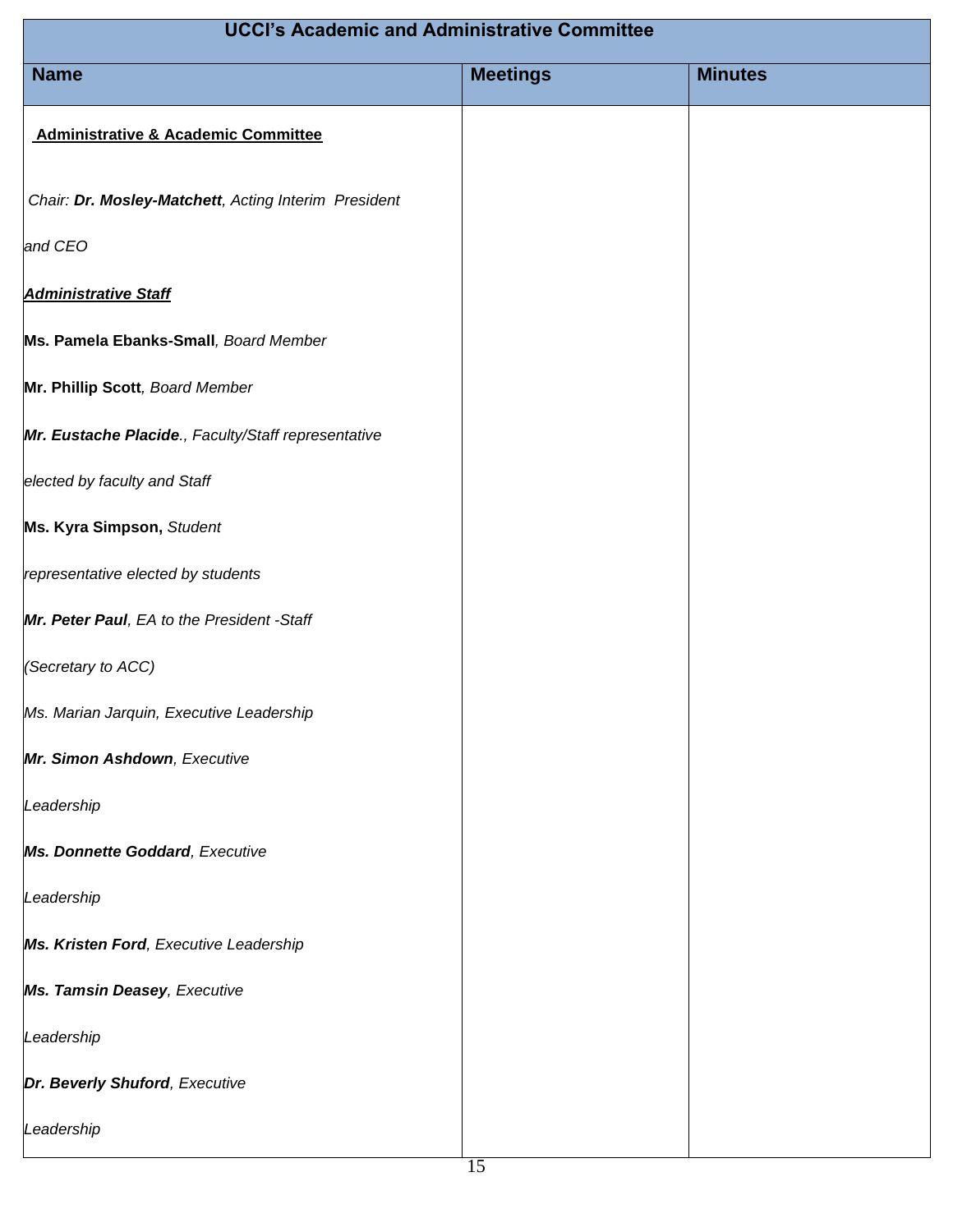| UCCI's Academic and Administrative Committee | | |
|---|---|---|
| **Name** | **Meetings** | **Minutes** |
| **<u>Administrative & Academic Committee</u>**<br><br>*Chair:* ***Dr. Mosley-Matchett****, Acting Interim President and CEO*<br><br>***<u>Administrative Staff</u>***<br><br>**Ms. Pamela Ebanks-Small***, Board Member*<br><br>**Mr. Phillip Scott***, Board Member*<br><br>***Mr. Eustache Placide****., Faculty/Staff representative elected by faculty and Staff*<br><br>**Ms. Kyra Simpson,** *Student representative elected by students*<br><br>***Mr. Peter Paul****, EA to the President -Staff (Secretary to ACC)*<br><br>*Ms. Marian Jarquin, Executive Leadership*<br><br>***Mr. Simon Ashdown****, Executive Leadership*<br><br>***Ms. Donnette Goddard****, Executive Leadership*<br><br>***Ms. Kristen Ford****, Executive Leadership*<br><br>***Ms. Tamsin Deasey****, Executive Leadership*<br><br>***Dr. Beverly Shuford****, Executive Leadership* | | |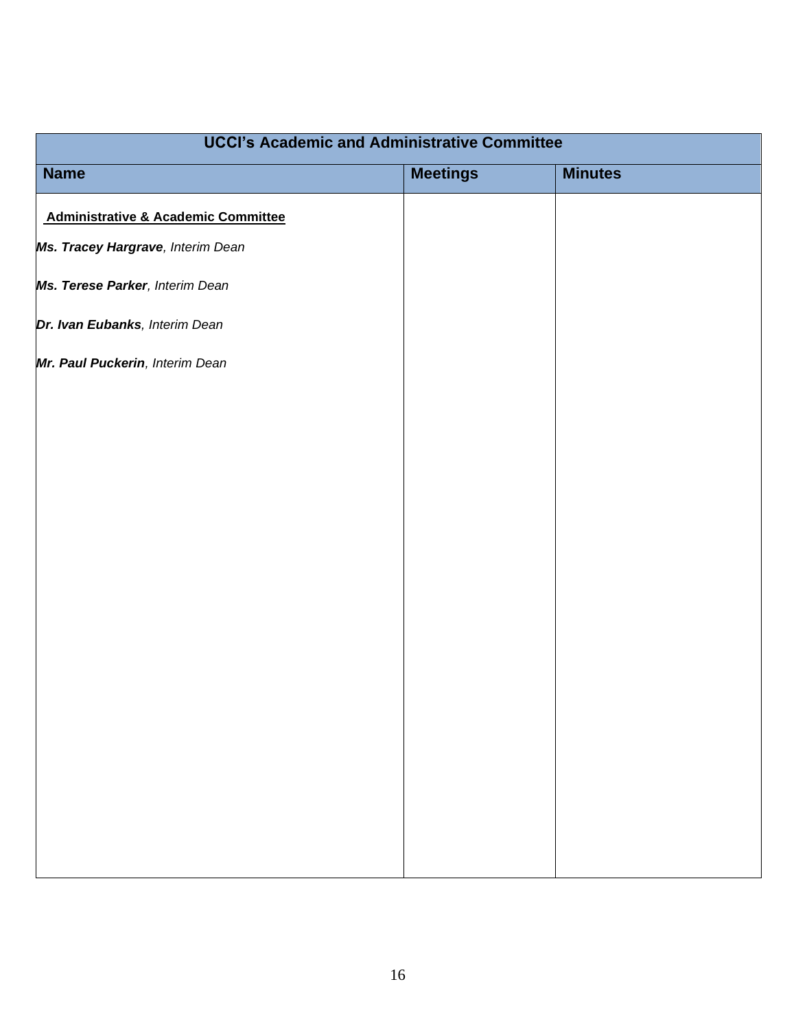| UCCI's Academic and Administrative Committee | | |
|---|---|---|
| **Name** | **Meetings** | **Minutes** |
| **Administrative & Academic Committee** | | |
| ***Ms. Tracey Hargrave***, *Interim Dean* | | |
| ***Ms. Terese Parker***, *Interim Dean* | | |
| ***Dr. Ivan Eubanks***, *Interim Dean* | | |
| ***Mr. Paul Puckerin***, *Interim Dean* | | |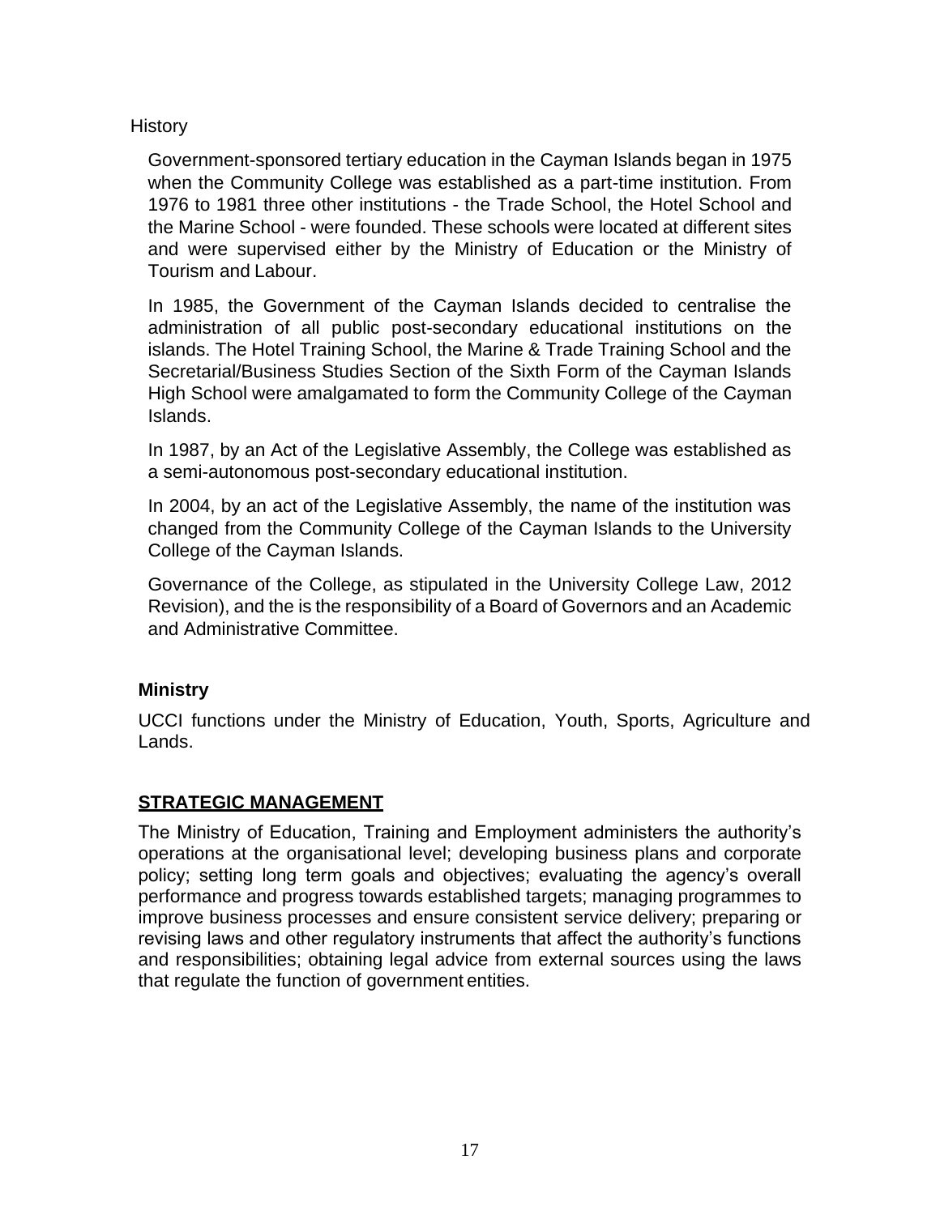History

Government-sponsored tertiary education in the Cayman Islands began in 1975 when the Community College was established as a part-time institution. From 1976 to 1981 three other institutions - the Trade School, the Hotel School and the Marine School - were founded. These schools were located at different sites and were supervised either by the Ministry of Education or the Ministry of Tourism and Labour.

In 1985, the Government of the Cayman Islands decided to centralise the administration of all public post-secondary educational institutions on the islands. The Hotel Training School, the Marine & Trade Training School and the Secretarial/Business Studies Section of the Sixth Form of the Cayman Islands High School were amalgamated to form the Community College of the Cayman Islands.

In 1987, by an Act of the Legislative Assembly, the College was established as a semi-autonomous post-secondary educational institution.

In 2004, by an act of the Legislative Assembly, the name of the institution was changed from the Community College of the Cayman Islands to the University College of the Cayman Islands.

Governance of the College, as stipulated in the University College Law, 2012 Revision), and the is the responsibility of a Board of Governors and an Academic and Administrative Committee.

**Ministry**

UCCI functions under the Ministry of Education, Youth, Sports, Agriculture and Lands.

## STRATEGIC MANAGEMENT

The Ministry of Education, Training and Employment administers the authority's operations at the organisational level; developing business plans and corporate policy; setting long term goals and objectives; evaluating the agency's overall performance and progress towards established targets; managing programmes to improve business processes and ensure consistent service delivery; preparing or revising laws and other regulatory instruments that affect the authority's functions and responsibilities; obtaining legal advice from external sources using the laws that regulate the function of government entities.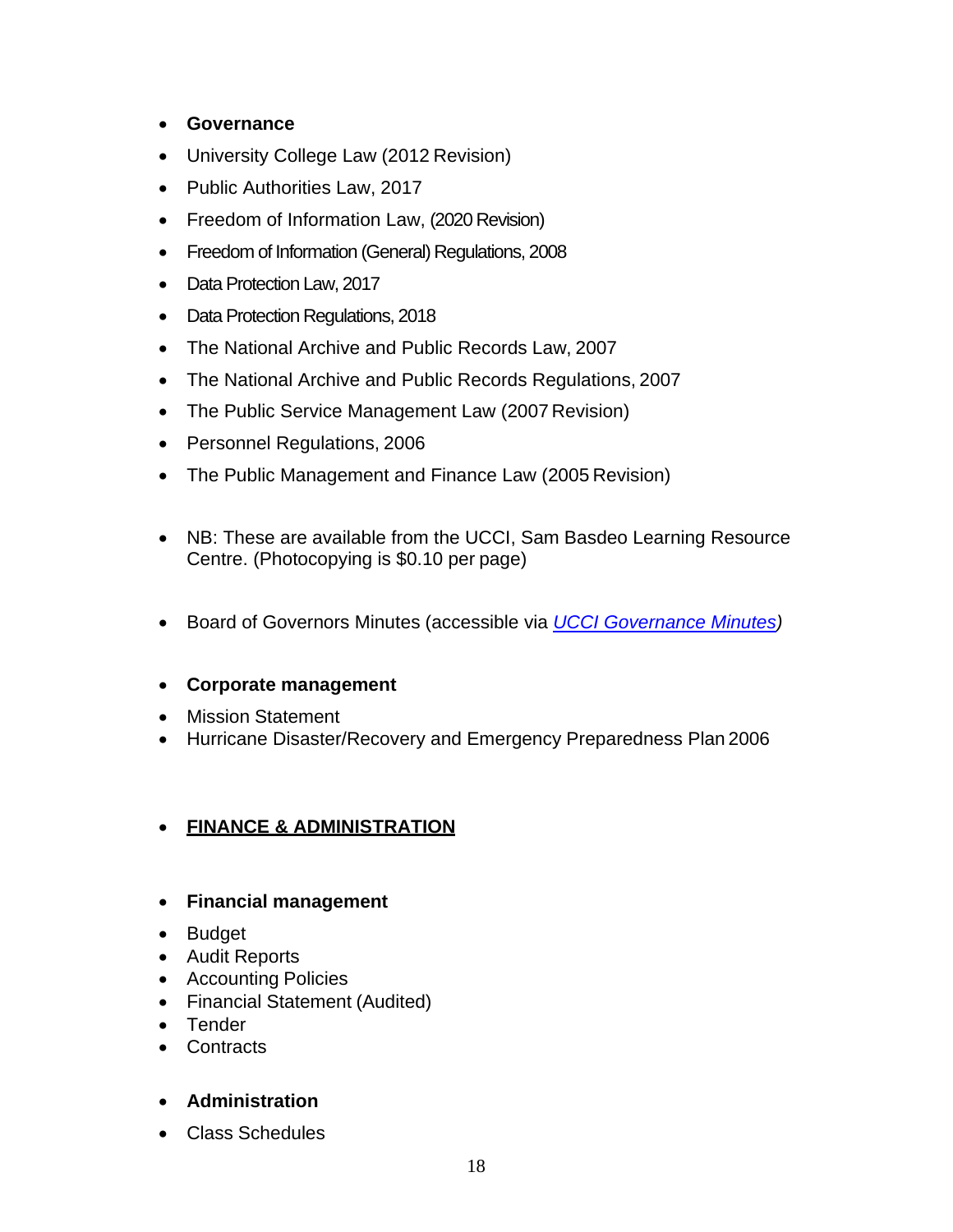- **Governance**
- University College Law (2012 Revision)
- Public Authorities Law, 2017
- Freedom of Information Law, (2020 Revision)
- Freedom of Information (General) Regulations, 2008
- Data Protection Law, 2017
- Data Protection Regulations, 2018
- The National Archive and Public Records Law, 2007
- The National Archive and Public Records Regulations, 2007
- The Public Service Management Law (2007 Revision)
- Personnel Regulations, 2006
- The Public Management and Finance Law (2005 Revision)

- NB: These are available from the UCCI, Sam Basdeo Learning Resource Centre. (Photocopying is $0.10 per page)

- Board of Governors Minutes (accessible via *UCCI Governance Minutes*)

- **Corporate management**
- Mission Statement
- Hurricane Disaster/Recovery and Emergency Preparedness Plan 2006

- **FINANCE & ADMINISTRATION**

- **Financial management**
- Budget
- Audit Reports
- Accounting Policies
- Financial Statement (Audited)
- Tender
- Contracts

- **Administration**
- Class Schedules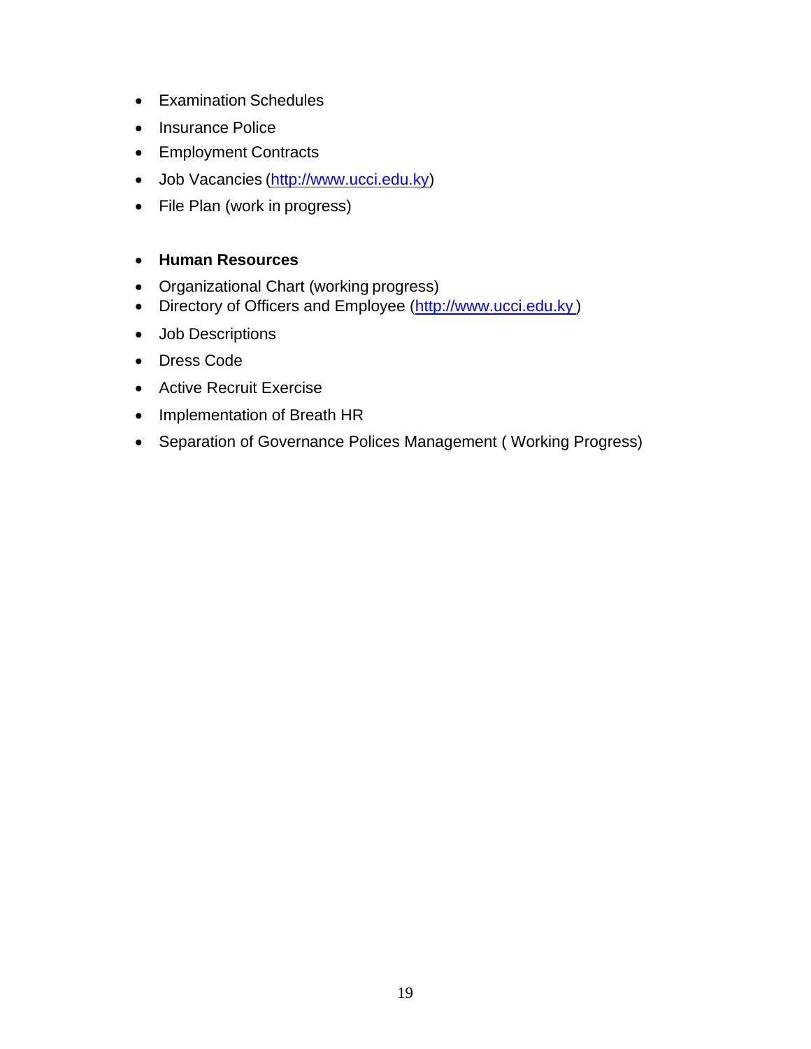- Examination Schedules
- Insurance Police
- Employment Contracts
- Job Vacancies (http://www.ucci.edu.ky)
- File Plan (work in progress)

- **Human Resources**
- Organizational Chart (working progress)
- Directory of Officers and Employee (http://www.ucci.edu.ky )
- Job Descriptions
- Dress Code
- Active Recruit Exercise
- Implementation of Breath HR
- Separation of Governance Polices Management ( Working Progress)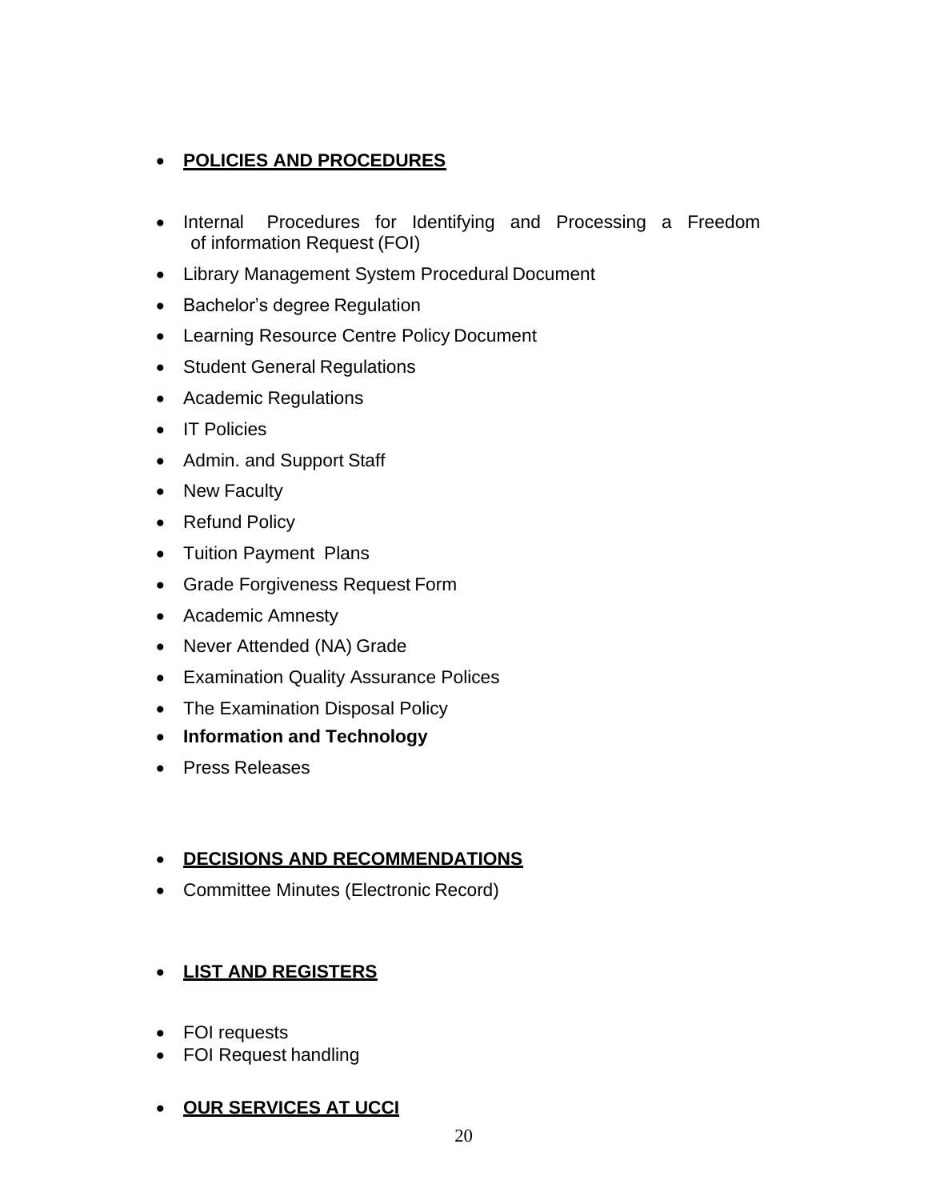- **<u>POLICIES AND PROCEDURES</u>**

- Internal Procedures for Identifying and Processing a Freedom of information Request (FOI)
- Library Management System Procedural Document
- Bachelor's degree Regulation
- Learning Resource Centre Policy Document
- Student General Regulations
- Academic Regulations
- IT Policies
- Admin. and Support Staff
- New Faculty
- Refund Policy
- Tuition Payment Plans
- Grade Forgiveness Request Form
- Academic Amnesty
- Never Attended (NA) Grade
- Examination Quality Assurance Polices
- The Examination Disposal Policy
- **Information and Technology**
- Press Releases

- **<u>DECISIONS AND RECOMMENDATIONS</u>**
- Committee Minutes (Electronic Record)

- **<u>LIST AND REGISTERS</u>**

- FOI requests
- FOI Request handling

- **<u>OUR SERVICES AT UCCI</u>**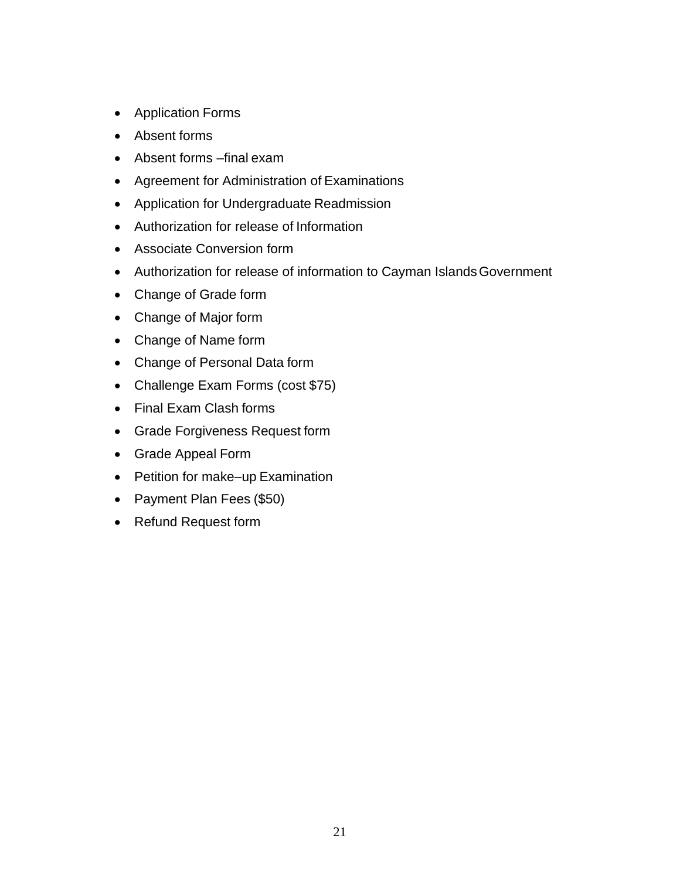- Application Forms
- Absent forms
- Absent forms –final exam
- Agreement for Administration of Examinations
- Application for Undergraduate Readmission
- Authorization for release of Information
- Associate Conversion form
- Authorization for release of information to Cayman Islands Government
- Change of Grade form
- Change of Major form
- Change of Name form
- Change of Personal Data form
- Challenge Exam Forms (cost $75)
- Final Exam Clash forms
- Grade Forgiveness Request form
- Grade Appeal Form
- Petition for make–up Examination
- Payment Plan Fees ($50)
- Refund Request form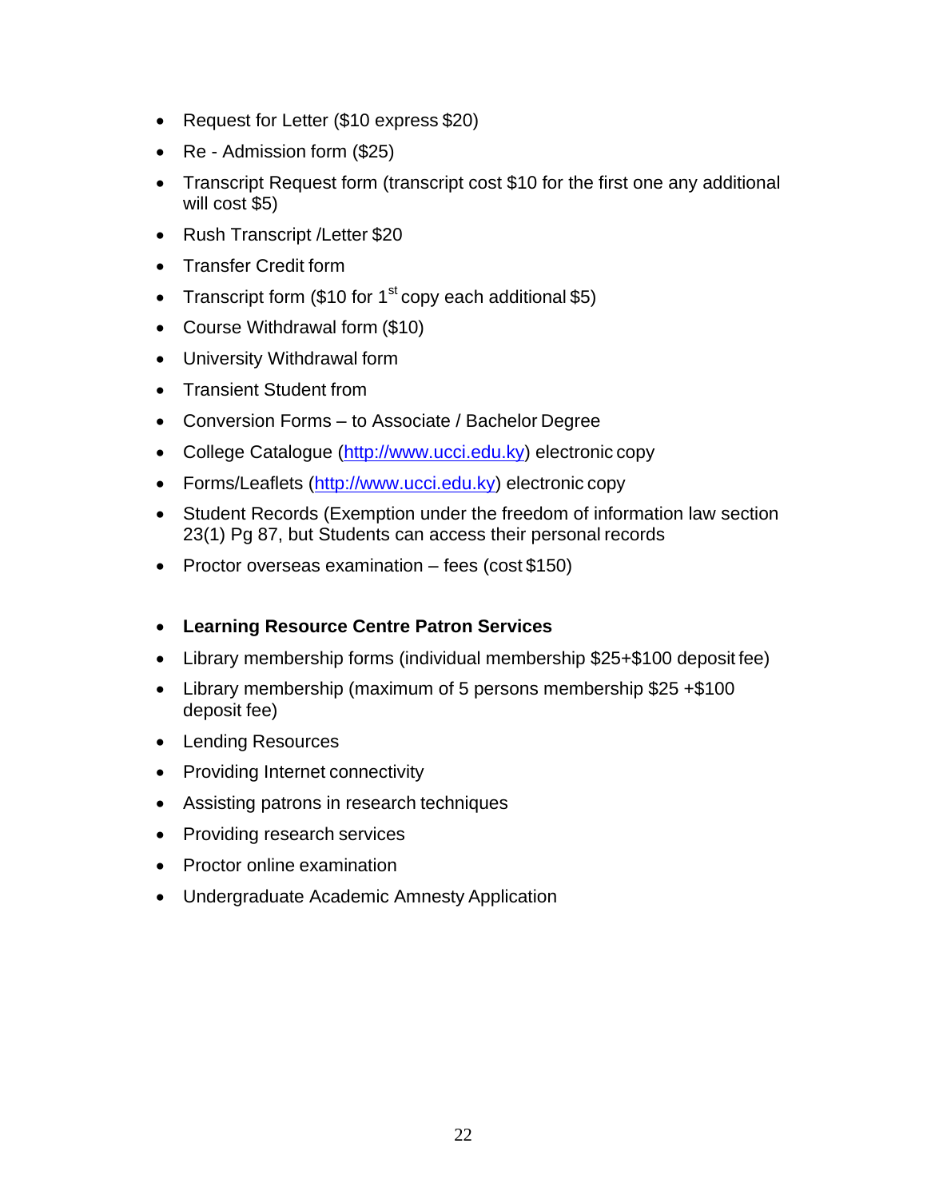- Request for Letter ($10 express $20)
- Re - Admission form ($25)
- Transcript Request form (transcript cost $10 for the first one any additional will cost $5)
- Rush Transcript /Letter $20
- Transfer Credit form
- Transcript form ($10 for 1st copy each additional $5)
- Course Withdrawal form ($10)
- University Withdrawal form
- Transient Student from
- Conversion Forms – to Associate / Bachelor Degree
- College Catalogue (http://www.ucci.edu.ky) electronic copy
- Forms/Leaflets (http://www.ucci.edu.ky) electronic copy
- Student Records (Exemption under the freedom of information law section 23(1) Pg 87, but Students can access their personal records
- Proctor overseas examination – fees (cost $150)

- **Learning Resource Centre Patron Services**
- Library membership forms (individual membership $25+$100 deposit fee)
- Library membership (maximum of 5 persons membership $25 +$100 deposit fee)
- Lending Resources
- Providing Internet connectivity
- Assisting patrons in research techniques
- Providing research services
- Proctor online examination
- Undergraduate Academic Amnesty Application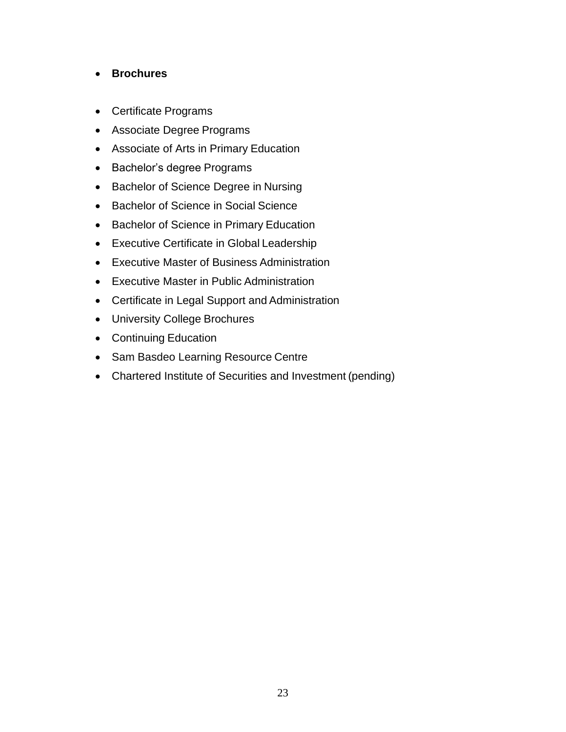- **Brochures**

- Certificate Programs
- Associate Degree Programs
- Associate of Arts in Primary Education
- Bachelor's degree Programs
- Bachelor of Science Degree in Nursing
- Bachelor of Science in Social Science
- Bachelor of Science in Primary Education
- Executive Certificate in Global Leadership
- Executive Master of Business Administration
- Executive Master in Public Administration
- Certificate in Legal Support and Administration
- University College Brochures
- Continuing Education
- Sam Basdeo Learning Resource Centre
- Chartered Institute of Securities and Investment (pending)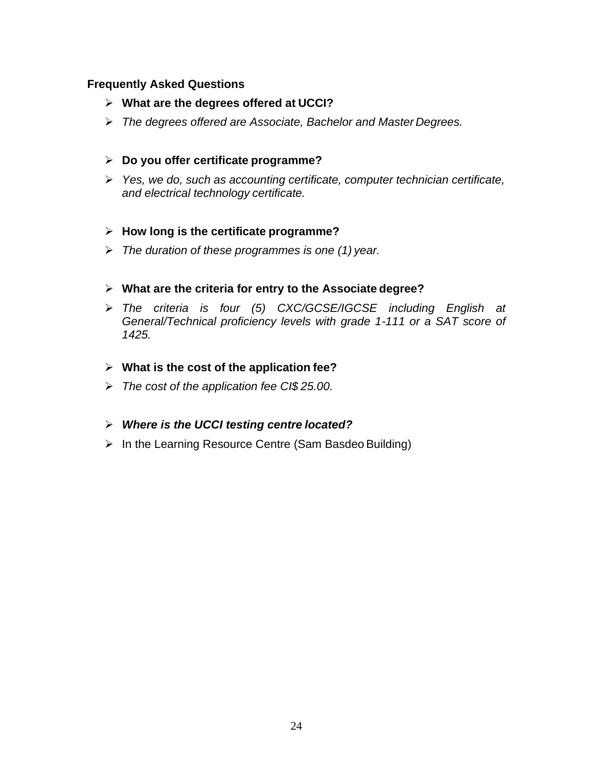**Frequently Asked Questions**

- **What are the degrees offered at UCCI?**
- *The degrees offered are Associate, Bachelor and Master Degrees.*

- **Do you offer certificate programme?**
- *Yes, we do, such as accounting certificate, computer technician certificate, and electrical technology certificate.*

- **How long is the certificate programme?**
- *The duration of these programmes is one (1) year.*

- **What are the criteria for entry to the Associate degree?**
- *The criteria is four (5) CXC/GCSE/IGCSE including English at General/Technical proficiency levels with grade 1-111 or a SAT score of 1425.*

- **What is the cost of the application fee?**
- *The cost of the application fee CI$ 25.00.*

- ***Where is the UCCI testing centre located?***
- In the Learning Resource Centre (Sam Basdeo Building)